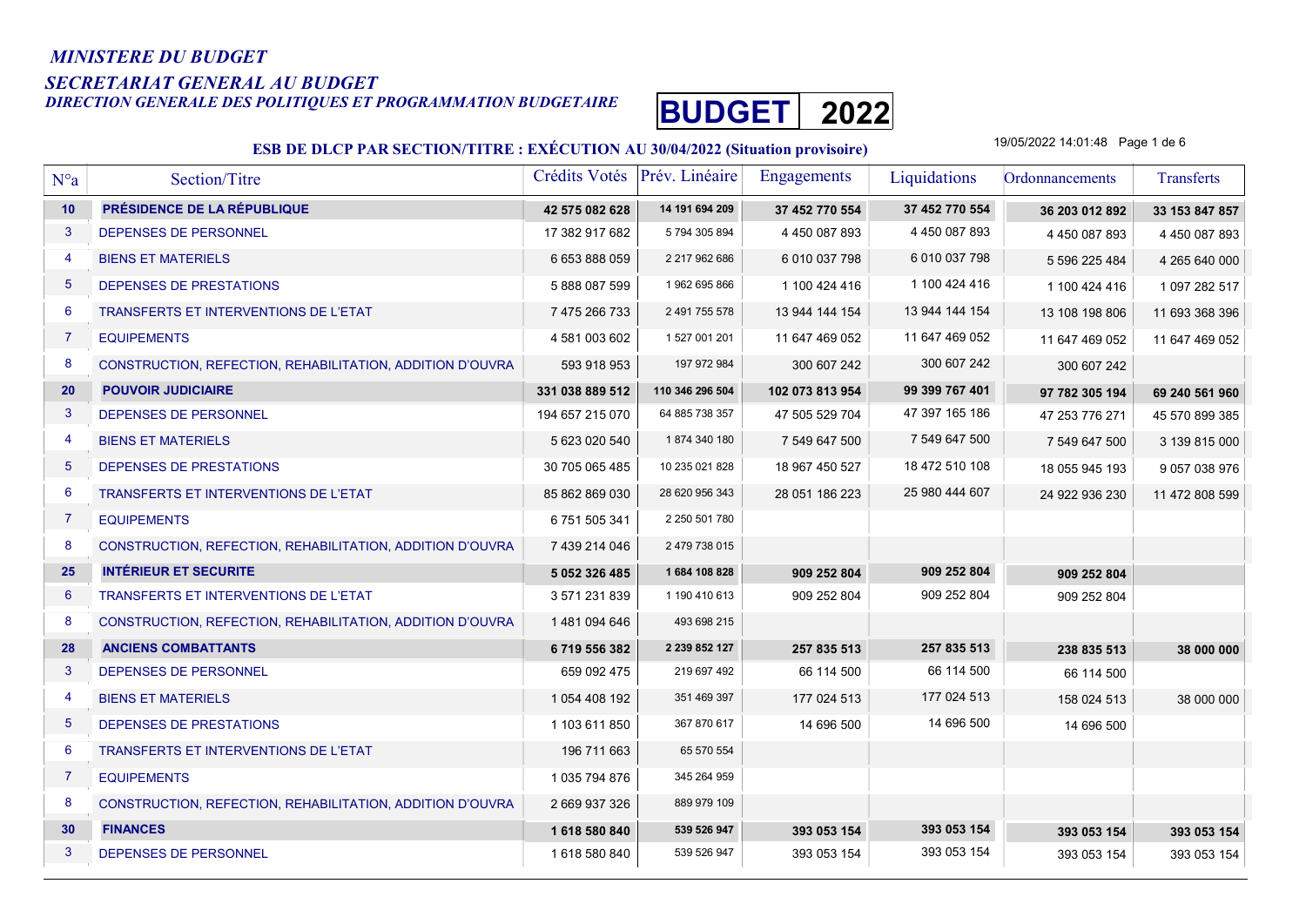*MINISTERE DU BUDGET*

*SECRETARIAT GENERAL AU BUDGET*

*DIRECTION GENERALE DES POLITIQUES ET PROGRAMMATION BUDGETAIRE*

**BUDGET 2022**

## ESB DE DLCP PAR SECTION/TITRE : EXÉCUTION AU 30/04/2022 (Situation provisoire)

19/05/2022 14:01:48

| N°a | Section/Titre | Crédits Votés | Prév. Linéaire | Engagements | Liquidations | Ordonnancements | Transferts |
|---|---|---|---|---|---|---|---|
| **10** | **PRÉSIDENCE DE LA RÉPUBLIQUE** | **42 575 082 628** | **14 191 694 209** | **37 452 770 554** | **37 452 770 554** | **36 203 012 892** | **33 153 847 857** |
| 3 | DEPENSES DE PERSONNEL | 17 382 917 682 | 5 794 305 894 | 4 450 087 893 | 4 450 087 893 | 4 450 087 893 | 4 450 087 893 |
| 4 | BIENS ET MATERIELS | 6 653 888 059 | 2 217 962 686 | 6 010 037 798 | 6 010 037 798 | 5 596 225 484 | 4 265 640 000 |
| 5 | DEPENSES DE PRESTATIONS | 5 888 087 599 | 1 962 695 866 | 1 100 424 416 | 1 100 424 416 | 1 100 424 416 | 1 097 282 517 |
| 6 | TRANSFERTS ET INTERVENTIONS DE L'ETAT | 7 475 266 733 | 2 491 755 578 | 13 944 144 154 | 13 944 144 154 | 13 108 198 806 | 11 693 368 396 |
| 7 | EQUIPEMENTS | 4 581 003 602 | 1 527 001 201 | 11 647 469 052 | 11 647 469 052 | 11 647 469 052 | 11 647 469 052 |
| 8 | CONSTRUCTION, REFECTION, REHABILITATION, ADDITION D'OUVRA | 593 918 953 | 197 972 984 | 300 607 242 | 300 607 242 | 300 607 242 | |
| **20** | **POUVOIR JUDICIAIRE** | **331 038 889 512** | **110 346 296 504** | **102 073 813 954** | **99 399 767 401** | **97 782 305 194** | **69 240 561 960** |
| 3 | DEPENSES DE PERSONNEL | 194 657 215 070 | 64 885 738 357 | 47 505 529 704 | 47 397 165 186 | 47 253 776 271 | 45 570 899 385 |
| 4 | BIENS ET MATERIELS | 5 623 020 540 | 1 874 340 180 | 7 549 647 500 | 7 549 647 500 | 7 549 647 500 | 3 139 815 000 |
| 5 | DEPENSES DE PRESTATIONS | 30 705 065 485 | 10 235 021 828 | 18 967 450 527 | 18 472 510 108 | 18 055 945 193 | 9 057 038 976 |
| 6 | TRANSFERTS ET INTERVENTIONS DE L'ETAT | 85 862 869 030 | 28 620 956 343 | 28 051 186 223 | 25 980 444 607 | 24 922 936 230 | 11 472 808 599 |
| 7 | EQUIPEMENTS | 6 751 505 341 | 2 250 501 780 | | | | |
| 8 | CONSTRUCTION, REFECTION, REHABILITATION, ADDITION D'OUVRA | 7 439 214 046 | 2 479 738 015 | | | | |
| **25** | **INTÉRIEUR ET SECURITE** | **5 052 326 485** | **1 684 108 828** | **909 252 804** | **909 252 804** | **909 252 804** | |
| 6 | TRANSFERTS ET INTERVENTIONS DE L'ETAT | 3 571 231 839 | 1 190 410 613 | 909 252 804 | 909 252 804 | 909 252 804 | |
| 8 | CONSTRUCTION, REFECTION, REHABILITATION, ADDITION D'OUVRA | 1 481 094 646 | 493 698 215 | | | | |
| **28** | **ANCIENS COMBATTANTS** | **6 719 556 382** | **2 239 852 127** | **257 835 513** | **257 835 513** | **238 835 513** | **38 000 000** |
| 3 | DEPENSES DE PERSONNEL | 659 092 475 | 219 697 492 | 66 114 500 | 66 114 500 | 66 114 500 | |
| 4 | BIENS ET MATERIELS | 1 054 408 192 | 351 469 397 | 177 024 513 | 177 024 513 | 158 024 513 | 38 000 000 |
| 5 | DEPENSES DE PRESTATIONS | 1 103 611 850 | 367 870 617 | 14 696 500 | 14 696 500 | 14 696 500 | |
| 6 | TRANSFERTS ET INTERVENTIONS DE L'ETAT | 196 711 663 | 65 570 554 | | | | |
| 7 | EQUIPEMENTS | 1 035 794 876 | 345 264 959 | | | | |
| 8 | CONSTRUCTION, REFECTION, REHABILITATION, ADDITION D'OUVRA | 2 669 937 326 | 889 979 109 | | | | |
| **30** | **FINANCES** | **1 618 580 840** | **539 526 947** | **393 053 154** | **393 053 154** | **393 053 154** | **393 053 154** |
| 3 | DEPENSES DE PERSONNEL | 1 618 580 840 | 539 526 947 | 393 053 154 | 393 053 154 | 393 053 154 | 393 053 154 |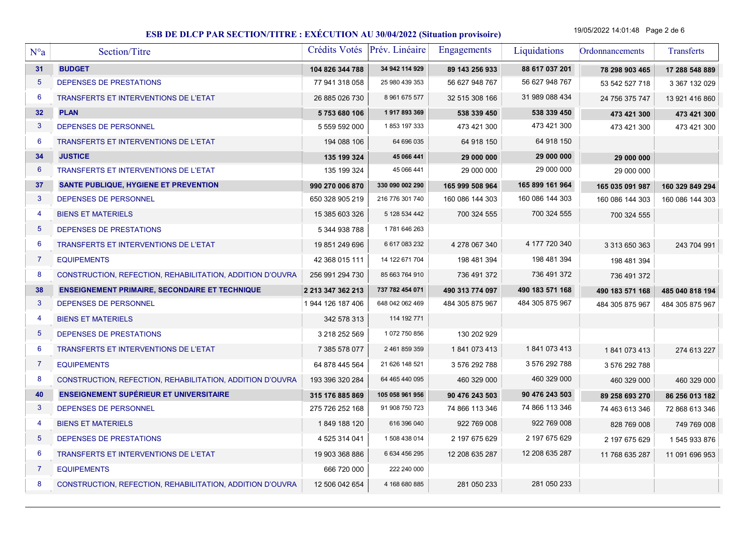## ESB DE DLCP PAR SECTION/TITRE : EXÉCUTION AU 30/04/2022 (Situation provisoire)

19/05/2022 14:01:48

| N°a | Section/Titre | Crédits Votés | Prév. Linéaire | Engagements | Liquidations | Ordonnancements | Transferts |
|---|---|---|---|---|---|---|---|
| **31** | **BUDGET** | **104 826 344 788** | **34 942 114 929** | **89 143 256 933** | **88 617 037 201** | **78 298 903 465** | **17 288 548 889** |
| 5 | DEPENSES DE PRESTATIONS | 77 941 318 058 | 25 980 439 353 | 56 627 948 767 | 56 627 948 767 | 53 542 527 718 | 3 367 132 029 |
| 6 | TRANSFERTS ET INTERVENTIONS DE L'ETAT | 26 885 026 730 | 8 961 675 577 | 32 515 308 166 | 31 989 088 434 | 24 756 375 747 | 13 921 416 860 |
| **32** | **PLAN** | **5 753 680 106** | **1 917 893 369** | **538 339 450** | **538 339 450** | **473 421 300** | **473 421 300** |
| 3 | DEPENSES DE PERSONNEL | 5 559 592 000 | 1 853 197 333 | 473 421 300 | 473 421 300 | 473 421 300 | 473 421 300 |
| 6 | TRANSFERTS ET INTERVENTIONS DE L'ETAT | 194 088 106 | 64 696 035 | 64 918 150 | 64 918 150 | | |
| **34** | **JUSTICE** | **135 199 324** | **45 066 441** | **29 000 000** | **29 000 000** | **29 000 000** | |
| 6 | TRANSFERTS ET INTERVENTIONS DE L'ETAT | 135 199 324 | 45 066 441 | 29 000 000 | 29 000 000 | 29 000 000 | |
| **37** | **SANTE PUBLIQUE, HYGIENE ET PREVENTION** | **990 270 006 870** | **330 090 002 290** | **165 999 508 964** | **165 899 161 964** | **165 035 091 987** | **160 329 849 294** |
| 3 | DEPENSES DE PERSONNEL | 650 328 905 219 | 216 776 301 740 | 160 086 144 303 | 160 086 144 303 | 160 086 144 303 | 160 086 144 303 |
| 4 | BIENS ET MATERIELS | 15 385 603 326 | 5 128 534 442 | 700 324 555 | 700 324 555 | 700 324 555 | |
| 5 | DEPENSES DE PRESTATIONS | 5 344 938 788 | 1 781 646 263 | | | | |
| 6 | TRANSFERTS ET INTERVENTIONS DE L'ETAT | 19 851 249 696 | 6 617 083 232 | 4 278 067 340 | 4 177 720 340 | 3 313 650 363 | 243 704 991 |
| 7 | EQUIPEMENTS | 42 368 015 111 | 14 122 671 704 | 198 481 394 | 198 481 394 | 198 481 394 | |
| 8 | CONSTRUCTION, REFECTION, REHABILITATION, ADDITION D'OUVRA | 256 991 294 730 | 85 663 764 910 | 736 491 372 | 736 491 372 | 736 491 372 | |
| **38** | **ENSEIGNEMENT PRIMAIRE, SECONDAIRE ET TECHNIQUE** | **2 213 347 362 213** | **737 782 454 071** | **490 313 774 097** | **490 183 571 168** | **490 183 571 168** | **485 040 818 194** |
| 3 | DEPENSES DE PERSONNEL | 1 944 126 187 406 | 648 042 062 469 | 484 305 875 967 | 484 305 875 967 | 484 305 875 967 | 484 305 875 967 |
| 4 | BIENS ET MATERIELS | 342 578 313 | 114 192 771 | | | | |
| 5 | DEPENSES DE PRESTATIONS | 3 218 252 569 | 1 072 750 856 | 130 202 929 | | | |
| 6 | TRANSFERTS ET INTERVENTIONS DE L'ETAT | 7 385 578 077 | 2 461 859 359 | 1 841 073 413 | 1 841 073 413 | 1 841 073 413 | 274 613 227 |
| 7 | EQUIPEMENTS | 64 878 445 564 | 21 626 148 521 | 3 576 292 788 | 3 576 292 788 | 3 576 292 788 | |
| 8 | CONSTRUCTION, REFECTION, REHABILITATION, ADDITION D'OUVRA | 193 396 320 284 | 64 465 440 095 | 460 329 000 | 460 329 000 | 460 329 000 | 460 329 000 |
| **40** | **ENSEIGNEMENT SUPÉRIEUR ET UNIVERSITAIRE** | **315 176 885 869** | **105 058 961 956** | **90 476 243 503** | **90 476 243 503** | **89 258 693 270** | **86 256 013 182** |
| 3 | DEPENSES DE PERSONNEL | 275 726 252 168 | 91 908 750 723 | 74 866 113 346 | 74 866 113 346 | 74 463 613 346 | 72 868 613 346 |
| 4 | BIENS ET MATERIELS | 1 849 188 120 | 616 396 040 | 922 769 008 | 922 769 008 | 828 769 008 | 749 769 008 |
| 5 | DEPENSES DE PRESTATIONS | 4 525 314 041 | 1 508 438 014 | 2 197 675 629 | 2 197 675 629 | 2 197 675 629 | 1 545 933 876 |
| 6 | TRANSFERTS ET INTERVENTIONS DE L'ETAT | 19 903 368 886 | 6 634 456 295 | 12 208 635 287 | 12 208 635 287 | 11 768 635 287 | 11 091 696 953 |
| 7 | EQUIPEMENTS | 666 720 000 | 222 240 000 | | | | |
| 8 | CONSTRUCTION, REFECTION, REHABILITATION, ADDITION D'OUVRA | 12 506 042 654 | 4 168 680 885 | 281 050 233 | 281 050 233 | | |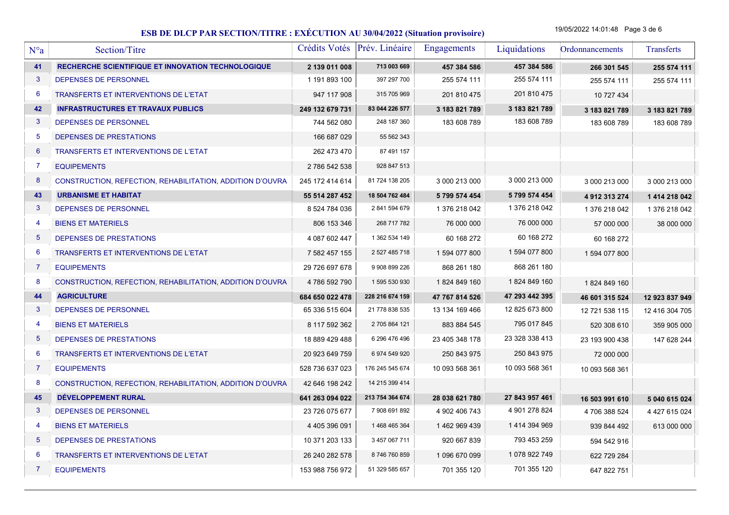## ESB DE DLCP PAR SECTION/TITRE : EXÉCUTION AU 30/04/2022 (Situation provisoire)

19/05/2022 14:01:48

| N°a | Section/Titre | Crédits Votés | Prév. Linéaire | Engagements | Liquidations | Ordonnancements | Transferts |
|---|---|---|---|---|---|---|---|
| **41** | **RECHERCHE SCIENTIFIQUE ET INNOVATION TECHNOLOGIQUE** | **2 139 011 008** | **713 003 669** | **457 384 586** | **457 384 586** | **266 301 545** | **255 574 111** |
| 3 | DEPENSES DE PERSONNEL | 1 191 893 100 | 397 297 700 | 255 574 111 | 255 574 111 | 255 574 111 | 255 574 111 |
| 6 | TRANSFERTS ET INTERVENTIONS DE L'ETAT | 947 117 908 | 315 705 969 | 201 810 475 | 201 810 475 | 10 727 434 | |
| **42** | **INFRASTRUCTURES ET TRAVAUX PUBLICS** | **249 132 679 731** | **83 044 226 577** | **3 183 821 789** | **3 183 821 789** | **3 183 821 789** | **3 183 821 789** |
| 3 | DEPENSES DE PERSONNEL | 744 562 080 | 248 187 360 | 183 608 789 | 183 608 789 | 183 608 789 | 183 608 789 |
| 5 | DEPENSES DE PRESTATIONS | 166 687 029 | 55 562 343 | | | | |
| 6 | TRANSFERTS ET INTERVENTIONS DE L'ETAT | 262 473 470 | 87 491 157 | | | | |
| 7 | EQUIPEMENTS | 2 786 542 538 | 928 847 513 | | | | |
| 8 | CONSTRUCTION, REFECTION, REHABILITATION, ADDITION D'OUVRA | 245 172 414 614 | 81 724 138 205 | 3 000 213 000 | 3 000 213 000 | 3 000 213 000 | 3 000 213 000 |
| **43** | **URBANISME ET HABITAT** | **55 514 287 452** | **18 504 762 484** | **5 799 574 454** | **5 799 574 454** | **4 912 313 274** | **1 414 218 042** |
| 3 | DEPENSES DE PERSONNEL | 8 524 784 036 | 2 841 594 679 | 1 376 218 042 | 1 376 218 042 | 1 376 218 042 | 1 376 218 042 |
| 4 | BIENS ET MATERIELS | 806 153 346 | 268 717 782 | 76 000 000 | 76 000 000 | 57 000 000 | 38 000 000 |
| 5 | DEPENSES DE PRESTATIONS | 4 087 602 447 | 1 362 534 149 | 60 168 272 | 60 168 272 | 60 168 272 | |
| 6 | TRANSFERTS ET INTERVENTIONS DE L'ETAT | 7 582 457 155 | 2 527 485 718 | 1 594 077 800 | 1 594 077 800 | 1 594 077 800 | |
| 7 | EQUIPEMENTS | 29 726 697 678 | 9 908 899 226 | 868 261 180 | 868 261 180 | | |
| 8 | CONSTRUCTION, REFECTION, REHABILITATION, ADDITION D'OUVRA | 4 786 592 790 | 1 595 530 930 | 1 824 849 160 | 1 824 849 160 | 1 824 849 160 | |
| **44** | **AGRICULTURE** | **684 650 022 478** | **228 216 674 159** | **47 767 814 526** | **47 293 442 395** | **46 601 315 524** | **12 923 837 949** |
| 3 | DEPENSES DE PERSONNEL | 65 336 515 604 | 21 778 838 535 | 13 134 169 466 | 12 825 673 800 | 12 721 538 115 | 12 416 304 705 |
| 4 | BIENS ET MATERIELS | 8 117 592 362 | 2 705 864 121 | 883 884 545 | 795 017 845 | 520 308 610 | 359 905 000 |
| 5 | DEPENSES DE PRESTATIONS | 18 889 429 488 | 6 296 476 496 | 23 405 348 178 | 23 328 338 413 | 23 193 900 438 | 147 628 244 |
| 6 | TRANSFERTS ET INTERVENTIONS DE L'ETAT | 20 923 649 759 | 6 974 549 920 | 250 843 975 | 250 843 975 | 72 000 000 | |
| 7 | EQUIPEMENTS | 528 736 637 023 | 176 245 545 674 | 10 093 568 361 | 10 093 568 361 | 10 093 568 361 | |
| 8 | CONSTRUCTION, REFECTION, REHABILITATION, ADDITION D'OUVRA | 42 646 198 242 | 14 215 399 414 | | | | |
| **45** | **DÉVELOPPEMENT RURAL** | **641 263 094 022** | **213 754 364 674** | **28 038 621 780** | **27 843 957 461** | **16 503 991 610** | **5 040 615 024** |
| 3 | DEPENSES DE PERSONNEL | 23 726 075 677 | 7 908 691 892 | 4 902 406 743 | 4 901 278 824 | 4 706 388 524 | 4 427 615 024 |
| 4 | BIENS ET MATERIELS | 4 405 396 091 | 1 468 465 364 | 1 462 969 439 | 1 414 394 969 | 939 844 492 | 613 000 000 |
| 5 | DEPENSES DE PRESTATIONS | 10 371 203 133 | 3 457 067 711 | 920 667 839 | 793 453 259 | 594 542 916 | |
| 6 | TRANSFERTS ET INTERVENTIONS DE L'ETAT | 26 240 282 578 | 8 746 760 859 | 1 096 670 099 | 1 078 922 749 | 622 729 284 | |
| 7 | EQUIPEMENTS | 153 988 756 972 | 51 329 585 657 | 701 355 120 | 701 355 120 | 647 822 751 | |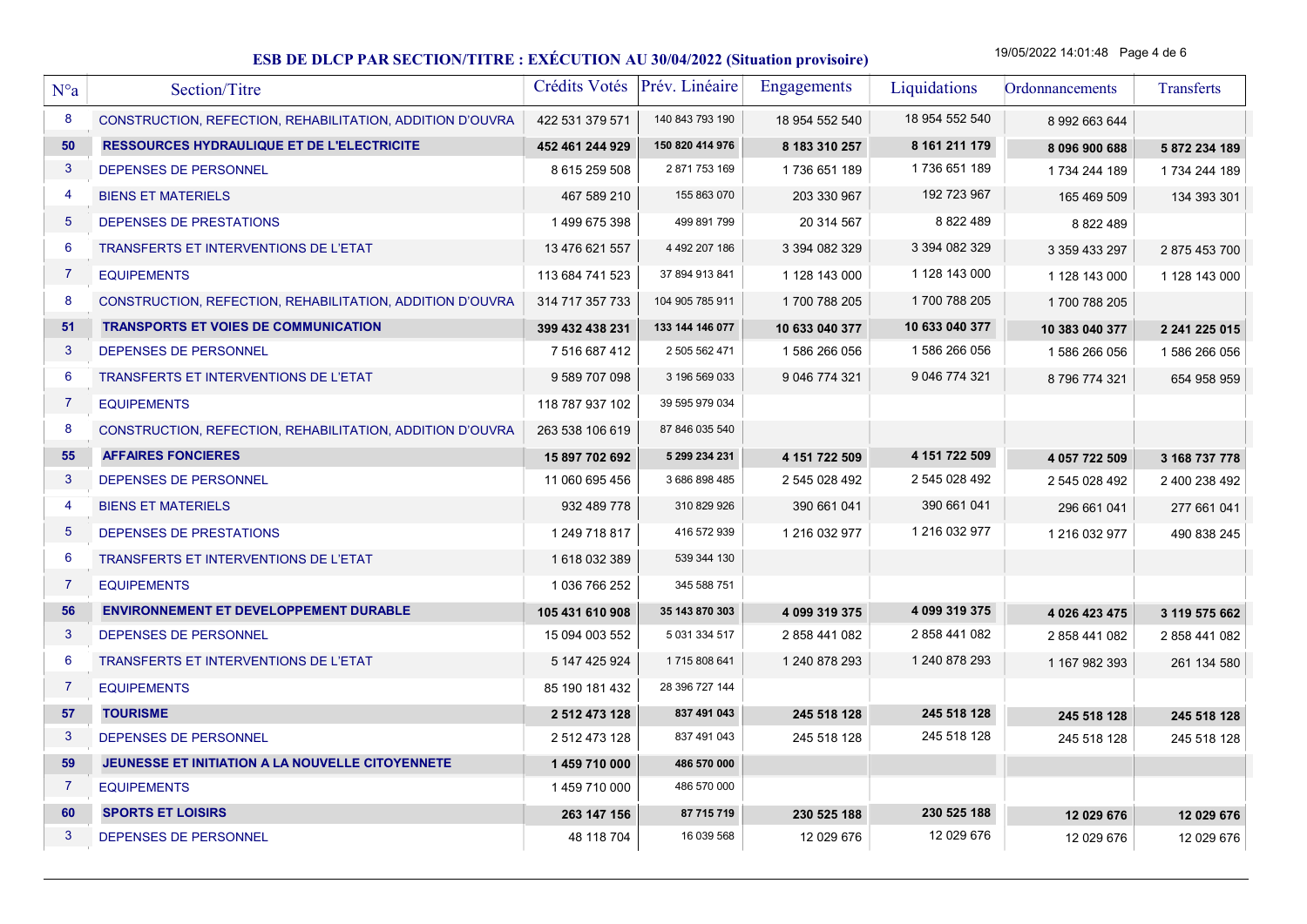## ESB DE DLCP PAR SECTION/TITRE : EXÉCUTION AU 30/04/2022 (Situation provisoire)

19/05/2022 14:01:48

| N°a | Section/Titre | Crédits Votés | Prév. Linéaire | Engagements | Liquidations | Ordonnancements | Transferts |
|---|---|---|---|---|---|---|---|
| 8 | CONSTRUCTION, REFECTION, REHABILITATION, ADDITION D'OUVRA | 422 531 379 571 | 140 843 793 190 | 18 954 552 540 | 18 954 552 540 | 8 992 663 644 | |
| **50** | **RESSOURCES HYDRAULIQUE ET DE L'ELECTRICITE** | **452 461 244 929** | **150 820 414 976** | **8 183 310 257** | **8 161 211 179** | **8 096 900 688** | **5 872 234 189** |
| 3 | DEPENSES DE PERSONNEL | 8 615 259 508 | 2 871 753 169 | 1 736 651 189 | 1 736 651 189 | 1 734 244 189 | 1 734 244 189 |
| 4 | BIENS ET MATERIELS | 467 589 210 | 155 863 070 | 203 330 967 | 192 723 967 | 165 469 509 | 134 393 301 |
| 5 | DEPENSES DE PRESTATIONS | 1 499 675 398 | 499 891 799 | 20 314 567 | 8 822 489 | 8 822 489 | |
| 6 | TRANSFERTS ET INTERVENTIONS DE L'ETAT | 13 476 621 557 | 4 492 207 186 | 3 394 082 329 | 3 394 082 329 | 3 359 433 297 | 2 875 453 700 |
| 7 | EQUIPEMENTS | 113 684 741 523 | 37 894 913 841 | 1 128 143 000 | 1 128 143 000 | 1 128 143 000 | 1 128 143 000 |
| 8 | CONSTRUCTION, REFECTION, REHABILITATION, ADDITION D'OUVRA | 314 717 357 733 | 104 905 785 911 | 1 700 788 205 | 1 700 788 205 | 1 700 788 205 | |
| **51** | **TRANSPORTS ET VOIES DE COMMUNICATION** | **399 432 438 231** | **133 144 146 077** | **10 633 040 377** | **10 633 040 377** | **10 383 040 377** | **2 241 225 015** |
| 3 | DEPENSES DE PERSONNEL | 7 516 687 412 | 2 505 562 471 | 1 586 266 056 | 1 586 266 056 | 1 586 266 056 | 1 586 266 056 |
| 6 | TRANSFERTS ET INTERVENTIONS DE L'ETAT | 9 589 707 098 | 3 196 569 033 | 9 046 774 321 | 9 046 774 321 | 8 796 774 321 | 654 958 959 |
| 7 | EQUIPEMENTS | 118 787 937 102 | 39 595 979 034 | | | | |
| 8 | CONSTRUCTION, REFECTION, REHABILITATION, ADDITION D'OUVRA | 263 538 106 619 | 87 846 035 540 | | | | |
| **55** | **AFFAIRES FONCIERES** | **15 897 702 692** | **5 299 234 231** | **4 151 722 509** | **4 151 722 509** | **4 057 722 509** | **3 168 737 778** |
| 3 | DEPENSES DE PERSONNEL | 11 060 695 456 | 3 686 898 485 | 2 545 028 492 | 2 545 028 492 | 2 545 028 492 | 2 400 238 492 |
| 4 | BIENS ET MATERIELS | 932 489 778 | 310 829 926 | 390 661 041 | 390 661 041 | 296 661 041 | 277 661 041 |
| 5 | DEPENSES DE PRESTATIONS | 1 249 718 817 | 416 572 939 | 1 216 032 977 | 1 216 032 977 | 1 216 032 977 | 490 838 245 |
| 6 | TRANSFERTS ET INTERVENTIONS DE L'ETAT | 1 618 032 389 | 539 344 130 | | | | |
| 7 | EQUIPEMENTS | 1 036 766 252 | 345 588 751 | | | | |
| **56** | **ENVIRONNEMENT ET DEVELOPPEMENT DURABLE** | **105 431 610 908** | **35 143 870 303** | **4 099 319 375** | **4 099 319 375** | **4 026 423 475** | **3 119 575 662** |
| 3 | DEPENSES DE PERSONNEL | 15 094 003 552 | 5 031 334 517 | 2 858 441 082 | 2 858 441 082 | 2 858 441 082 | 2 858 441 082 |
| 6 | TRANSFERTS ET INTERVENTIONS DE L'ETAT | 5 147 425 924 | 1 715 808 641 | 1 240 878 293 | 1 240 878 293 | 1 167 982 393 | 261 134 580 |
| 7 | EQUIPEMENTS | 85 190 181 432 | 28 396 727 144 | | | | |
| **57** | **TOURISME** | **2 512 473 128** | **837 491 043** | **245 518 128** | **245 518 128** | **245 518 128** | **245 518 128** |
| 3 | DEPENSES DE PERSONNEL | 2 512 473 128 | 837 491 043 | 245 518 128 | 245 518 128 | 245 518 128 | 245 518 128 |
| **59** | **JEUNESSE ET INITIATION A LA NOUVELLE CITOYENNETE** | **1 459 710 000** | **486 570 000** | | | | |
| 7 | EQUIPEMENTS | 1 459 710 000 | 486 570 000 | | | | |
| **60** | **SPORTS ET LOISIRS** | **263 147 156** | **87 715 719** | **230 525 188** | **230 525 188** | **12 029 676** | **12 029 676** |
| 3 | DEPENSES DE PERSONNEL | 48 118 704 | 16 039 568 | 12 029 676 | 12 029 676 | 12 029 676 | 12 029 676 |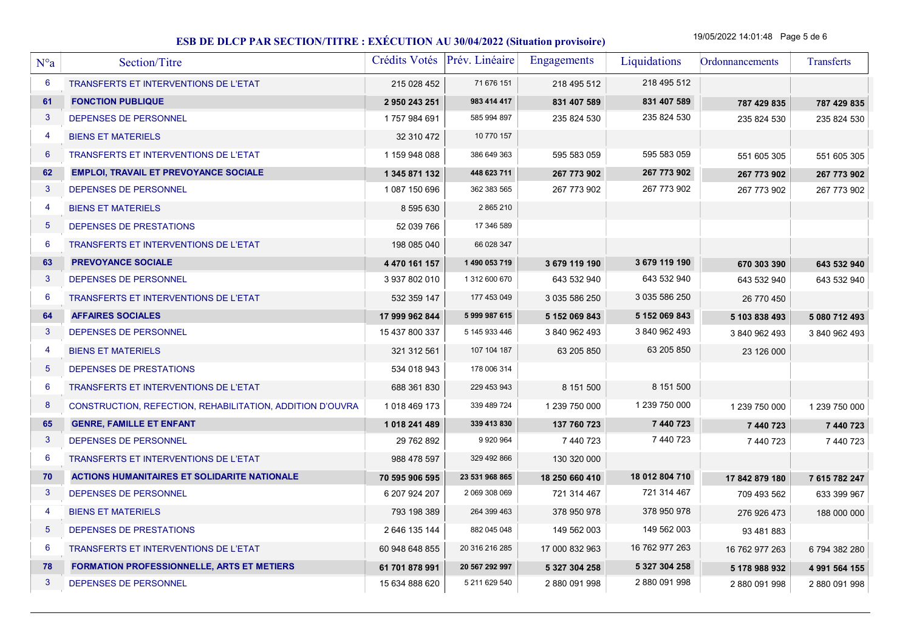## ESB DE DLCP PAR SECTION/TITRE : EXÉCUTION AU 30/04/2022 (Situation provisoire)

19/05/2022 14:01:48

| N°a | Section/Titre | Crédits Votés | Prév. Linéaire | Engagements | Liquidations | Ordonnancements | Transferts |
|---|---|---|---|---|---|---|---|
| 6 | TRANSFERTS ET INTERVENTIONS DE L'ETAT | 215 028 452 | 71 676 151 | 218 495 512 | 218 495 512 | | |
| **61** | **FONCTION PUBLIQUE** | **2 950 243 251** | **983 414 417** | **831 407 589** | **831 407 589** | **787 429 835** | **787 429 835** |
| 3 | DEPENSES DE PERSONNEL | 1 757 984 691 | 585 994 897 | 235 824 530 | 235 824 530 | 235 824 530 | 235 824 530 |
| 4 | BIENS ET MATERIELS | 32 310 472 | 10 770 157 | | | | |
| 6 | TRANSFERTS ET INTERVENTIONS DE L'ETAT | 1 159 948 088 | 386 649 363 | 595 583 059 | 595 583 059 | 551 605 305 | 551 605 305 |
| **62** | **EMPLOI, TRAVAIL ET PREVOYANCE SOCIALE** | **1 345 871 132** | **448 623 711** | **267 773 902** | **267 773 902** | **267 773 902** | **267 773 902** |
| 3 | DEPENSES DE PERSONNEL | 1 087 150 696 | 362 383 565 | 267 773 902 | 267 773 902 | 267 773 902 | 267 773 902 |
| 4 | BIENS ET MATERIELS | 8 595 630 | 2 865 210 | | | | |
| 5 | DEPENSES DE PRESTATIONS | 52 039 766 | 17 346 589 | | | | |
| 6 | TRANSFERTS ET INTERVENTIONS DE L'ETAT | 198 085 040 | 66 028 347 | | | | |
| **63** | **PREVOYANCE SOCIALE** | **4 470 161 157** | **1 490 053 719** | **3 679 119 190** | **3 679 119 190** | **670 303 390** | **643 532 940** |
| 3 | DEPENSES DE PERSONNEL | 3 937 802 010 | 1 312 600 670 | 643 532 940 | 643 532 940 | 643 532 940 | 643 532 940 |
| 6 | TRANSFERTS ET INTERVENTIONS DE L'ETAT | 532 359 147 | 177 453 049 | 3 035 586 250 | 3 035 586 250 | 26 770 450 | |
| **64** | **AFFAIRES SOCIALES** | **17 999 962 844** | **5 999 987 615** | **5 152 069 843** | **5 152 069 843** | **5 103 838 493** | **5 080 712 493** |
| 3 | DEPENSES DE PERSONNEL | 15 437 800 337 | 5 145 933 446 | 3 840 962 493 | 3 840 962 493 | 3 840 962 493 | 3 840 962 493 |
| 4 | BIENS ET MATERIELS | 321 312 561 | 107 104 187 | 63 205 850 | 63 205 850 | 23 126 000 | |
| 5 | DEPENSES DE PRESTATIONS | 534 018 943 | 178 006 314 | | | | |
| 6 | TRANSFERTS ET INTERVENTIONS DE L'ETAT | 688 361 830 | 229 453 943 | 8 151 500 | 8 151 500 | | |
| 8 | CONSTRUCTION, REFECTION, REHABILITATION, ADDITION D'OUVRA | 1 018 469 173 | 339 489 724 | 1 239 750 000 | 1 239 750 000 | 1 239 750 000 | 1 239 750 000 |
| **65** | **GENRE, FAMILLE ET ENFANT** | **1 018 241 489** | **339 413 830** | **137 760 723** | **7 440 723** | **7 440 723** | **7 440 723** |
| 3 | DEPENSES DE PERSONNEL | 29 762 892 | 9 920 964 | 7 440 723 | 7 440 723 | 7 440 723 | 7 440 723 |
| 6 | TRANSFERTS ET INTERVENTIONS DE L'ETAT | 988 478 597 | 329 492 866 | 130 320 000 | | | |
| **70** | **ACTIONS HUMANITAIRES ET SOLIDARITE NATIONALE** | **70 595 906 595** | **23 531 968 865** | **18 250 660 410** | **18 012 804 710** | **17 842 879 180** | **7 615 782 247** |
| 3 | DEPENSES DE PERSONNEL | 6 207 924 207 | 2 069 308 069 | 721 314 467 | 721 314 467 | 709 493 562 | 633 399 967 |
| 4 | BIENS ET MATERIELS | 793 198 389 | 264 399 463 | 378 950 978 | 378 950 978 | 276 926 473 | 188 000 000 |
| 5 | DEPENSES DE PRESTATIONS | 2 646 135 144 | 882 045 048 | 149 562 003 | 149 562 003 | 93 481 883 | |
| 6 | TRANSFERTS ET INTERVENTIONS DE L'ETAT | 60 948 648 855 | 20 316 216 285 | 17 000 832 963 | 16 762 977 263 | 16 762 977 263 | 6 794 382 280 |
| **78** | **FORMATION PROFESSIONNELLE, ARTS ET METIERS** | **61 701 878 991** | **20 567 292 997** | **5 327 304 258** | **5 327 304 258** | **5 178 988 932** | **4 991 564 155** |
| 3 | DEPENSES DE PERSONNEL | 15 634 888 620 | 5 211 629 540 | 2 880 091 998 | 2 880 091 998 | 2 880 091 998 | 2 880 091 998 |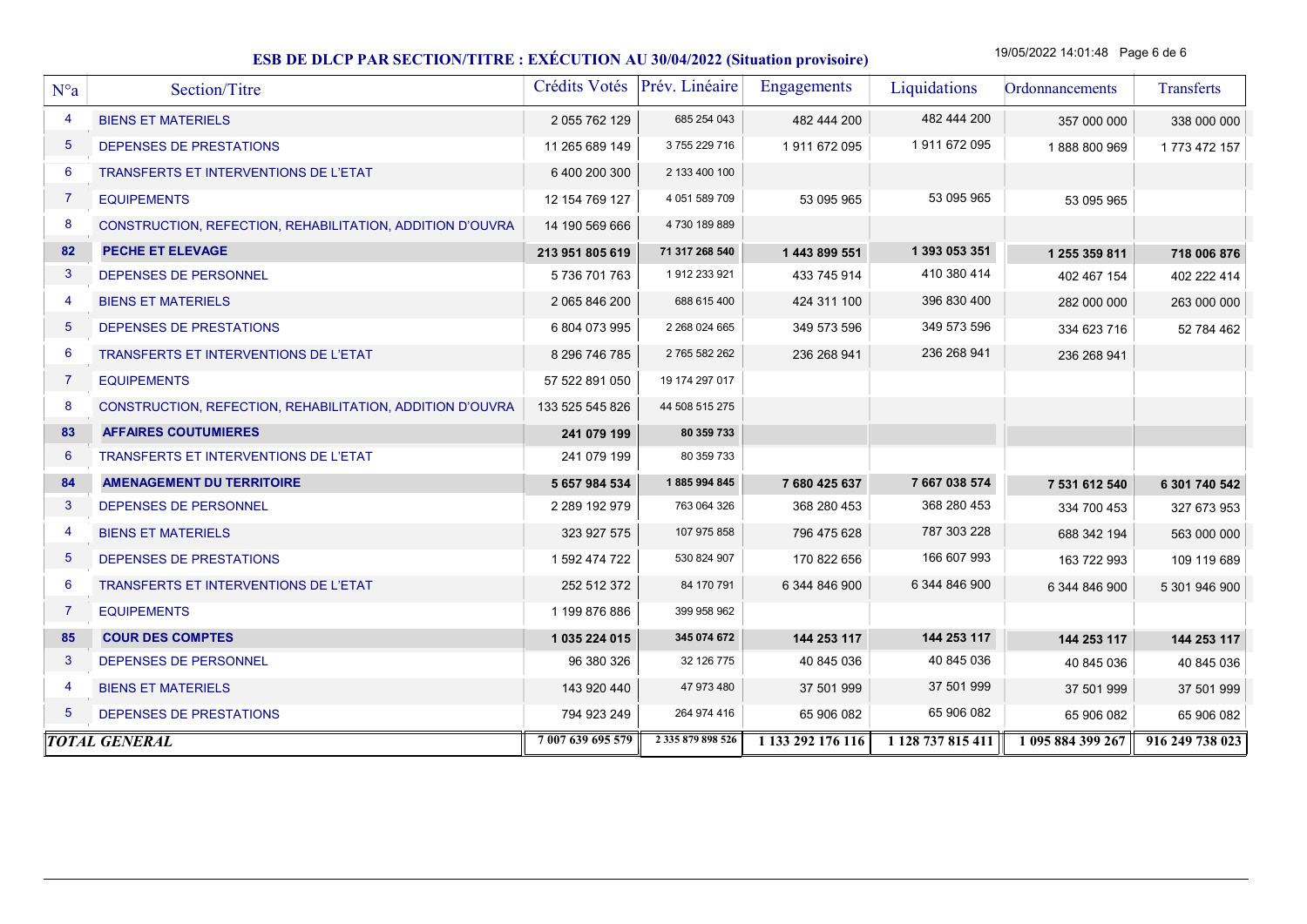## ESB DE DLCP PAR SECTION/TITRE : EXÉCUTION AU 30/04/2022 (Situation provisoire)

| N°a | Section/Titre | Crédits Votés | Prév. Linéaire | Engagements | Liquidations | Ordonnancements | Transferts |
|---|---|---|---|---|---|---|---|
| 4 | BIENS ET MATERIELS | 2 055 762 129 | 685 254 043 | 482 444 200 | 482 444 200 | 357 000 000 | 338 000 000 |
| 5 | DEPENSES DE PRESTATIONS | 11 265 689 149 | 3 755 229 716 | 1 911 672 095 | 1 911 672 095 | 1 888 800 969 | 1 773 472 157 |
| 6 | TRANSFERTS ET INTERVENTIONS DE L'ETAT | 6 400 200 300 | 2 133 400 100 | | | | |
| 7 | EQUIPEMENTS | 12 154 769 127 | 4 051 589 709 | 53 095 965 | 53 095 965 | 53 095 965 | |
| 8 | CONSTRUCTION, REFECTION, REHABILITATION, ADDITION D'OUVRA | 14 190 569 666 | 4 730 189 889 | | | | |
| **82** | **PECHE ET ELEVAGE** | **213 951 805 619** | **71 317 268 540** | **1 443 899 551** | **1 393 053 351** | **1 255 359 811** | **718 006 876** |
| 3 | DEPENSES DE PERSONNEL | 5 736 701 763 | 1 912 233 921 | 433 745 914 | 410 380 414 | 402 467 154 | 402 222 414 |
| 4 | BIENS ET MATERIELS | 2 065 846 200 | 688 615 400 | 424 311 100 | 396 830 400 | 282 000 000 | 263 000 000 |
| 5 | DEPENSES DE PRESTATIONS | 6 804 073 995 | 2 268 024 665 | 349 573 596 | 349 573 596 | 334 623 716 | 52 784 462 |
| 6 | TRANSFERTS ET INTERVENTIONS DE L'ETAT | 8 296 746 785 | 2 765 582 262 | 236 268 941 | 236 268 941 | 236 268 941 | |
| 7 | EQUIPEMENTS | 57 522 891 050 | 19 174 297 017 | | | | |
| 8 | CONSTRUCTION, REFECTION, REHABILITATION, ADDITION D'OUVRA | 133 525 545 826 | 44 508 515 275 | | | | |
| **83** | **AFFAIRES COUTUMIERES** | **241 079 199** | **80 359 733** | | | | |
| 6 | TRANSFERTS ET INTERVENTIONS DE L'ETAT | 241 079 199 | 80 359 733 | | | | |
| **84** | **AMENAGEMENT DU TERRITOIRE** | **5 657 984 534** | **1 885 994 845** | **7 680 425 637** | **7 667 038 574** | **7 531 612 540** | **6 301 740 542** |
| 3 | DEPENSES DE PERSONNEL | 2 289 192 979 | 763 064 326 | 368 280 453 | 368 280 453 | 334 700 453 | 327 673 953 |
| 4 | BIENS ET MATERIELS | 323 927 575 | 107 975 858 | 796 475 628 | 787 303 228 | 688 342 194 | 563 000 000 |
| 5 | DEPENSES DE PRESTATIONS | 1 592 474 722 | 530 824 907 | 170 822 656 | 166 607 993 | 163 722 993 | 109 119 689 |
| 6 | TRANSFERTS ET INTERVENTIONS DE L'ETAT | 252 512 372 | 84 170 791 | 6 344 846 900 | 6 344 846 900 | 6 344 846 900 | 5 301 946 900 |
| 7 | EQUIPEMENTS | 1 199 876 886 | 399 958 962 | | | | |
| **85** | **COUR DES COMPTES** | **1 035 224 015** | **345 074 672** | **144 253 117** | **144 253 117** | **144 253 117** | **144 253 117** |
| 3 | DEPENSES DE PERSONNEL | 96 380 326 | 32 126 775 | 40 845 036 | 40 845 036 | 40 845 036 | 40 845 036 |
| 4 | BIENS ET MATERIELS | 143 920 440 | 47 973 480 | 37 501 999 | 37 501 999 | 37 501 999 | 37 501 999 |
| 5 | DEPENSES DE PRESTATIONS | 794 923 249 | 264 974 416 | 65 906 082 | 65 906 082 | 65 906 082 | 65 906 082 |
| ***TOTAL GENERAL*** | | **7 007 639 695 579** | **2 335 879 898 526** | **1 133 292 176 116** | **1 128 737 815 411** | **1 095 884 399 267** | **916 249 738 023** |